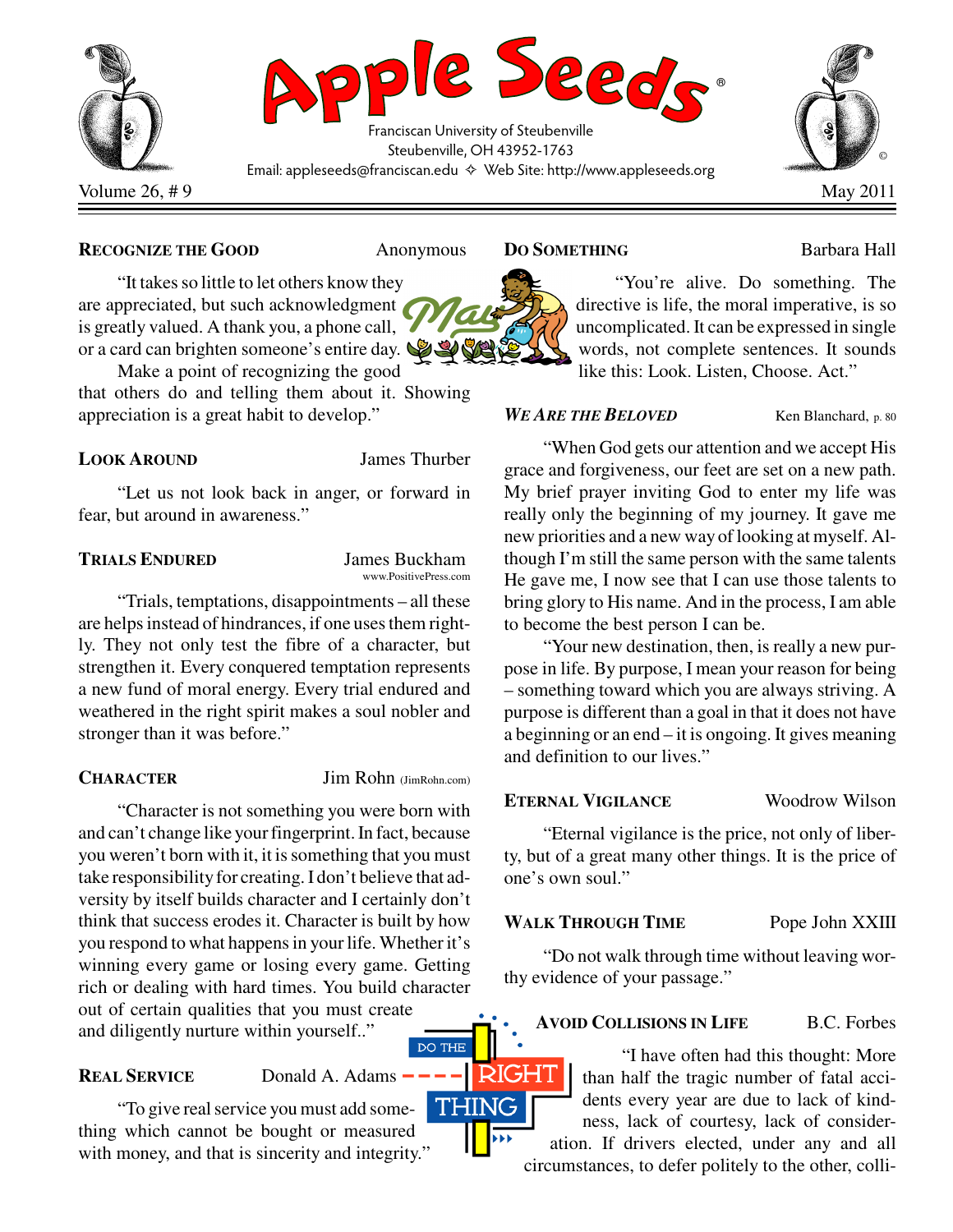# Apple Seeds®

Franciscan University of Steubenville
Steubenville, OH 43952-1763
Email: appleseeds@franciscan.edu ✧ Web Site: http://www.appleseeds.org

Volume 26, # 9 — May 2011

**RECOGNIZE THE GOOD** — Anonymous

"It takes so little to let others know they are appreciated, but such acknowledgment is greatly valued. A thank you, a phone call, or a card can brighten someone's entire day.

Make a point of recognizing the good that others do and telling them about it. Showing appreciation is a great habit to develop."

**LOOK AROUND** — James Thurber

"Let us not look back in anger, or forward in fear, but around in awareness."

**TRIALS ENDURED** — James Buckham
www.PositivePress.com

"Trials, temptations, disappointments – all these are helps instead of hindrances, if one uses them rightly. They not only test the fibre of a character, but strengthen it. Every conquered temptation represents a new fund of moral energy. Every trial endured and weathered in the right spirit makes a soul nobler and stronger than it was before."

**CHARACTER** — Jim Rohn (JimRohn.com)

"Character is not something you were born with and can't change like your fingerprint. In fact, because you weren't born with it, it is something that you must take responsibility for creating. I don't believe that adversity by itself builds character and I certainly don't think that success erodes it. Character is built by how you respond to what happens in your life. Whether it's winning every game or losing every game. Getting rich or dealing with hard times. You build character out of certain qualities that you must create and diligently nurture within yourself.."

**REAL SERVICE** — Donald A. Adams

"To give real service you must add something which cannot be bought or measured with money, and that is sincerity and integrity."

**DO SOMETHING** — Barbara Hall

"You're alive. Do something. The directive is life, the moral imperative, is so uncomplicated. It can be expressed in single words, not complete sentences. It sounds like this: Look. Listen, Choose. Act."

***WE ARE THE BELOVED*** — Ken Blanchard, p. 80

"When God gets our attention and we accept His grace and forgiveness, our feet are set on a new path. My brief prayer inviting God to enter my life was really only the beginning of my journey. It gave me new priorities and a new way of looking at myself. Although I'm still the same person with the same talents He gave me, I now see that I can use those talents to bring glory to His name. And in the process, I am able to become the best person I can be.

"Your new destination, then, is really a new purpose in life. By purpose, I mean your reason for being – something toward which you are always striving. A purpose is different than a goal in that it does not have a beginning or an end – it is ongoing. It gives meaning and definition to our lives."

**ETERNAL VIGILANCE** — Woodrow Wilson

"Eternal vigilance is the price, not only of liberty, but of a great many other things. It is the price of one's own soul."

**WALK THROUGH TIME** — Pope John XXIII

"Do not walk through time without leaving worthy evidence of your passage."

**AVOID COLLISIONS IN LIFE** — B.C. Forbes

"I have often had this thought: More than half the tragic number of fatal accidents every year are due to lack of kindness, lack of courtesy, lack of consideration. If drivers elected, under any and all circumstances, to defer politely to the other, colli-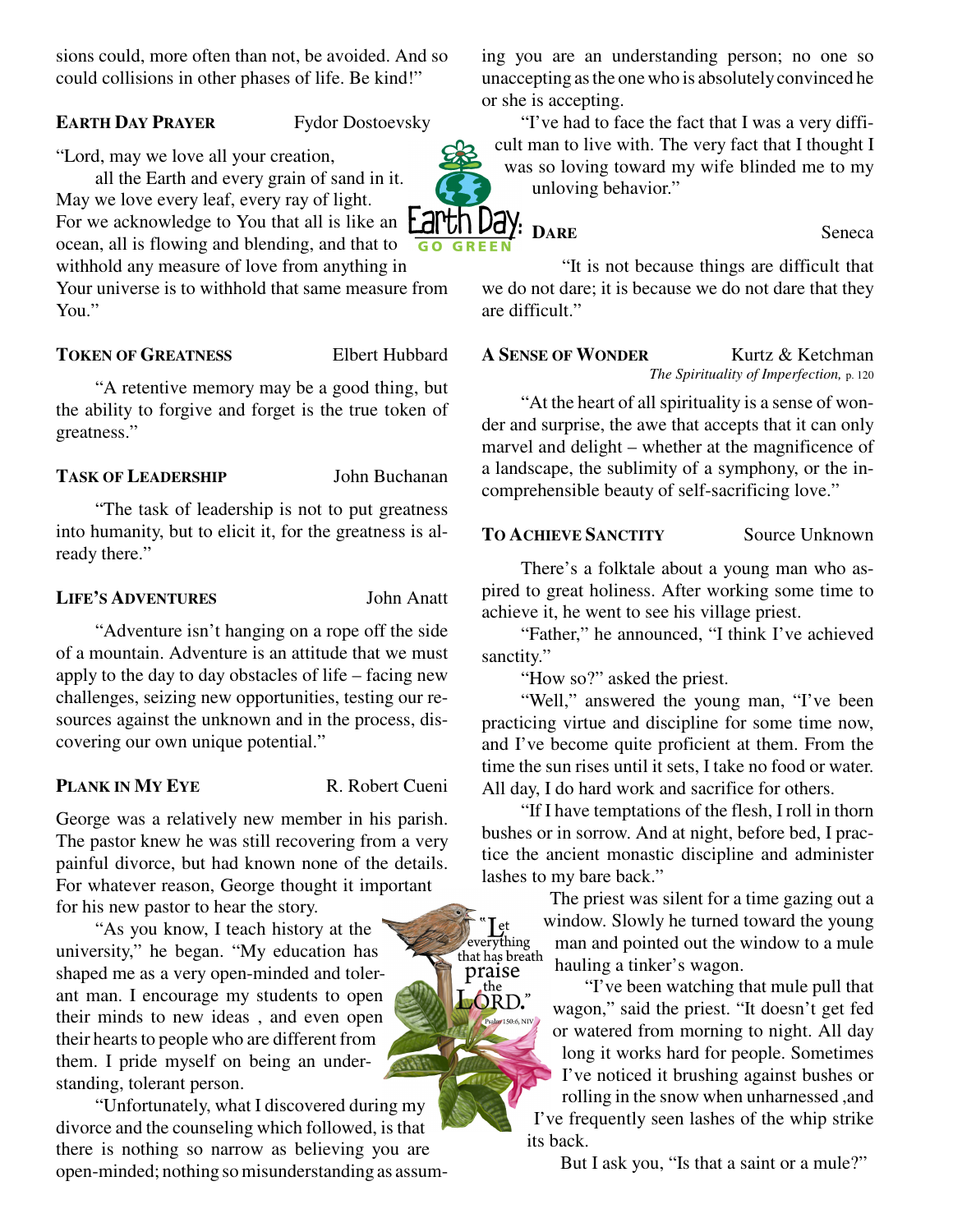sions could, more often than not, be avoided. And so could collisions in other phases of life. Be kind!"

### EARTH DAY PRAYER — Fydor Dostoevsky

"Lord, may we love all your creation,
all the Earth and every grain of sand in it.
May we love every leaf, every ray of light.
For we acknowledge to You that all is like an ocean, all is flowing and blending, and that to withhold any measure of love from anything in Your universe is to withhold that same measure from You."

Earth Day: GO GREEN

### TOKEN OF GREATNESS — Elbert Hubbard

"A retentive memory may be a good thing, but the ability to forgive and forget is the true token of greatness."

### TASK OF LEADERSHIP — John Buchanan

"The task of leadership is not to put greatness into humanity, but to elicit it, for the greatness is already there."

### LIFE'S ADVENTURES — John Anatt

"Adventure isn't hanging on a rope off the side of a mountain. Adventure is an attitude that we must apply to the day to day obstacles of life – facing new challenges, seizing new opportunities, testing our resources against the unknown and in the process, discovering our own unique potential."

### PLANK IN MY EYE — R. Robert Cueni

George was a relatively new member in his parish. The pastor knew he was still recovering from a very painful divorce, but had known none of the details. For whatever reason, George thought it important for his new pastor to hear the story.

"As you know, I teach history at the university," he began. "My education has shaped me as a very open-minded and tolerant man. I encourage my students to open their minds to new ideas , and even open their hearts to people who are different from them. I pride myself on being an understanding, tolerant person.

"Unfortunately, what I discovered during my divorce and the counseling which followed, is that there is nothing so narrow as believing you are open-minded; nothing so misunderstanding as assuming you are an understanding person; no one so unaccepting as the one who is absolutely convinced he or she is accepting.

"I've had to face the fact that I was a very difficult man to live with. The very fact that I thought I was so loving toward my wife blinded me to my unloving behavior."

### DARE — Seneca

"It is not because things are difficult that we do not dare; it is because we do not dare that they are difficult."

### A SENSE OF WONDER — Kurtz & Ketchman

*The Spirituality of Imperfection,* p. 120

"At the heart of all spirituality is a sense of wonder and surprise, the awe that accepts that it can only marvel and delight – whether at the magnificence of a landscape, the sublimity of a symphony, or the incomprehensible beauty of self-sacrificing love."

### TO ACHIEVE SANCTITY — Source Unknown

There's a folktale about a young man who aspired to great holiness. After working some time to achieve it, he went to see his village priest.

"Father," he announced, "I think I've achieved sanctity."

"How so?" asked the priest.

"Well," answered the young man, "I've been practicing virtue and discipline for some time now, and I've become quite proficient at them. From the time the sun rises until it sets, I take no food or water. All day, I do hard work and sacrifice for others.

"If I have temptations of the flesh, I roll in thorn bushes or in sorrow. And at night, before bed, I practice the ancient monastic discipline and administer lashes to my bare back."

"Let everything that has breath praise the LORD." Psalm 150:6, NIV

The priest was silent for a time gazing out a window. Slowly he turned toward the young man and pointed out the window to a mule hauling a tinker's wagon.

"I've been watching that mule pull that wagon," said the priest. "It doesn't get fed or watered from morning to night. All day long it works hard for people. Sometimes I've noticed it brushing against bushes or rolling in the snow when unharnessed ,and I've frequently seen lashes of the whip strike its back.

But I ask you, "Is that a saint or a mule?"